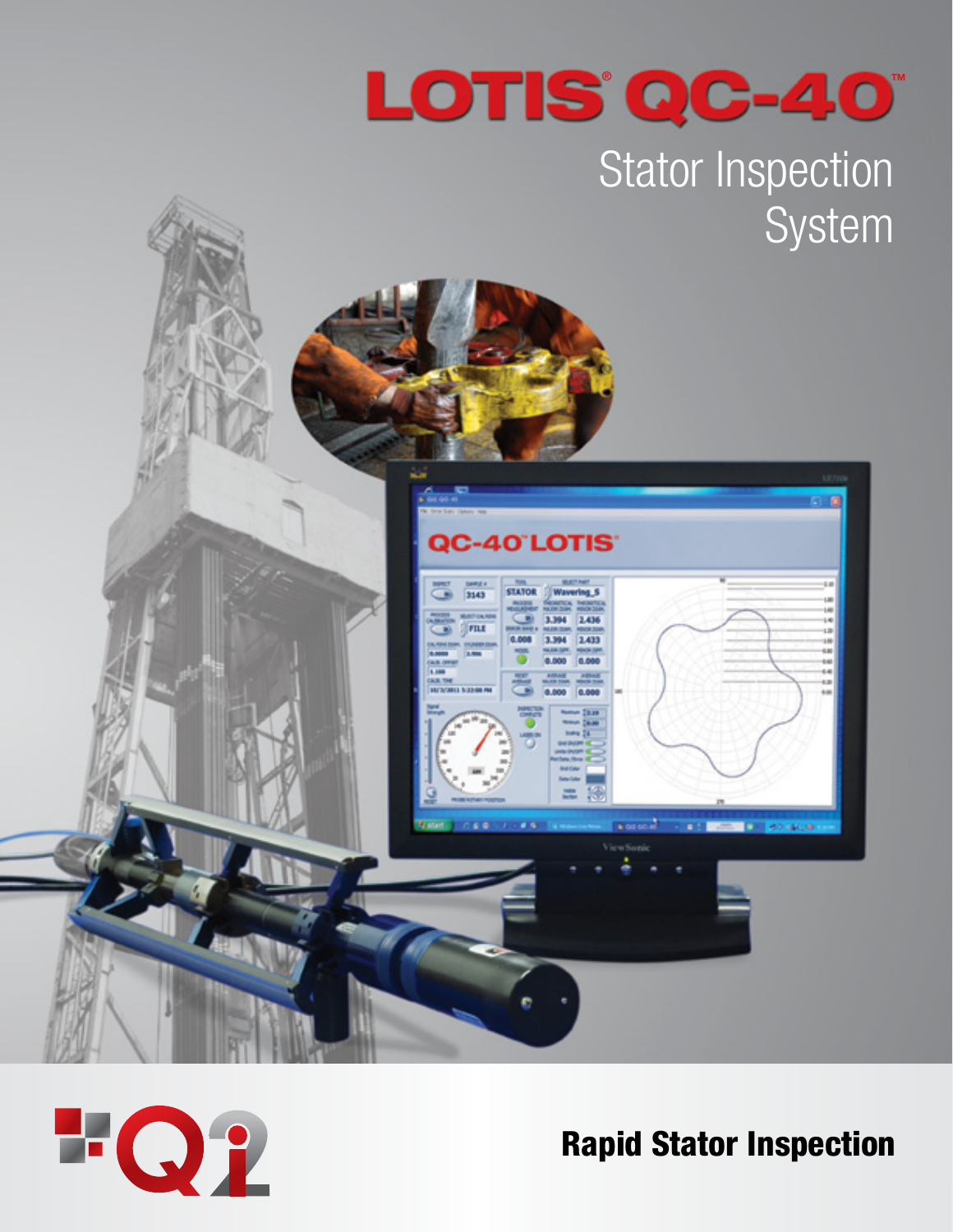# LOTIS® QC-40™

## Stator Inspection System

**Rapid Stator Inspection**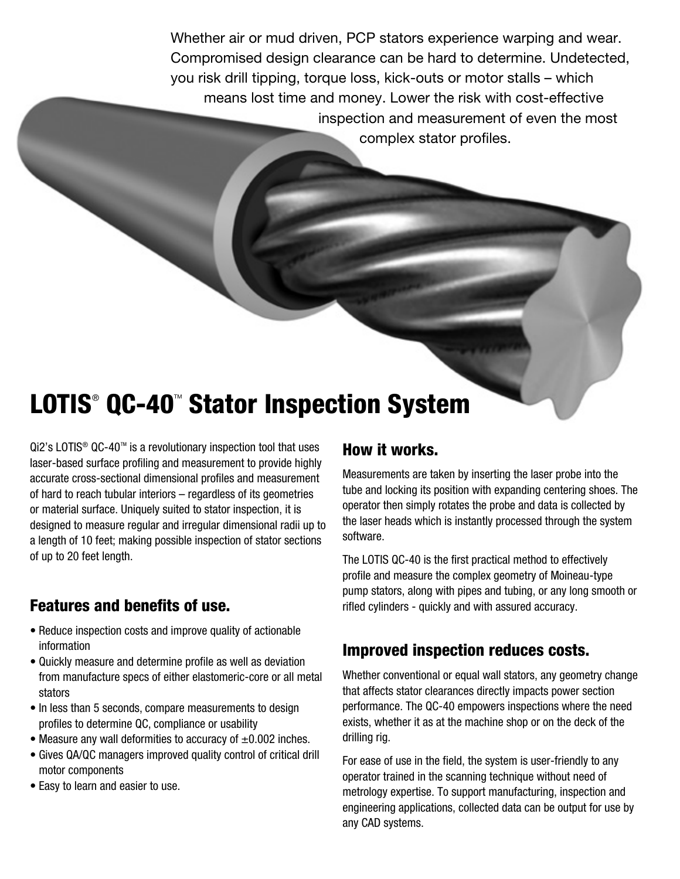Whether air or mud driven, PCP stators experience warping and wear. Compromised design clearance can be hard to determine. Undetected, you risk drill tipping, torque loss, kick-outs or motor stalls – which means lost time and money. Lower the risk with cost-effective inspection and measurement of even the most complex stator profiles.

# LOTIS® QC-40™ Stator Inspection System

Qi2's LOTIS® QC-40™ is a revolutionary inspection tool that uses laser-based surface profiling and measurement to provide highly accurate cross-sectional dimensional profiles and measurement of hard to reach tubular interiors – regardless of its geometries or material surface. Uniquely suited to stator inspection, it is designed to measure regular and irregular dimensional radii up to a length of 10 feet; making possible inspection of stator sections of up to 20 feet length.

## Features and benefits of use.

- Reduce inspection costs and improve quality of actionable information
- Quickly measure and determine profile as well as deviation from manufacture specs of either elastomeric-core or all metal stators
- In less than 5 seconds, compare measurements to design profiles to determine QC, compliance or usability
- Measure any wall deformities to accuracy of ±0.002 inches.
- Gives QA/QC managers improved quality control of critical drill motor components
- Easy to learn and easier to use.

## How it works.

Measurements are taken by inserting the laser probe into the tube and locking its position with expanding centering shoes. The operator then simply rotates the probe and data is collected by the laser heads which is instantly processed through the system software.

The LOTIS QC-40 is the first practical method to effectively profile and measure the complex geometry of Moineau-type pump stators, along with pipes and tubing, or any long smooth or rifled cylinders - quickly and with assured accuracy.

## Improved inspection reduces costs.

Whether conventional or equal wall stators, any geometry change that affects stator clearances directly impacts power section performance. The QC-40 empowers inspections where the need exists, whether it as at the machine shop or on the deck of the drilling rig.

For ease of use in the field, the system is user-friendly to any operator trained in the scanning technique without need of metrology expertise. To support manufacturing, inspection and engineering applications, collected data can be output for use by any CAD systems.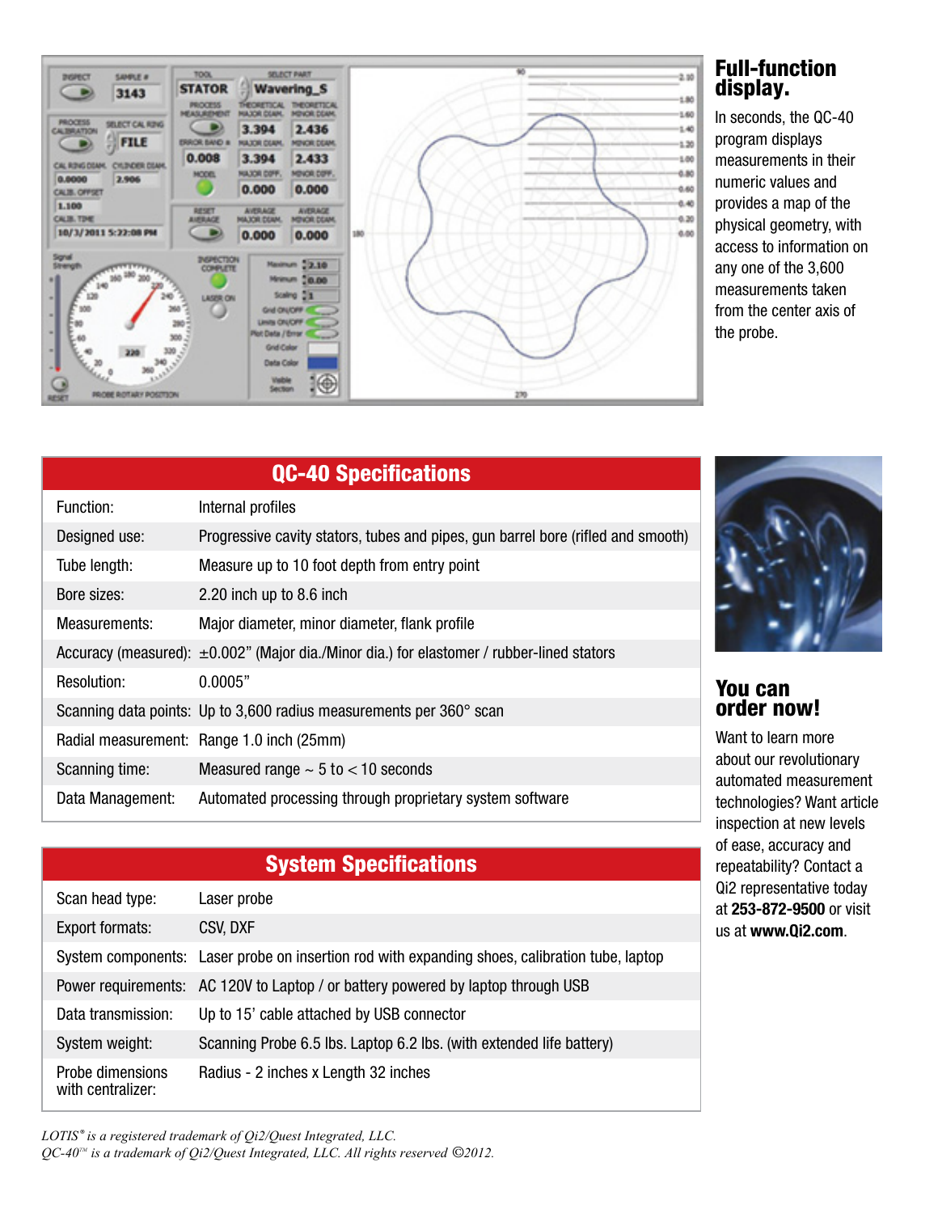## Full-function display.

In seconds, the QC-40 program displays measurements in their numeric values and provides a map of the physical geometry, with access to information on any one of the 3,600 measurements taken from the center axis of the probe.

| QC-40 Specifications | |
|---|---|
| Function: | Internal profiles |
| Designed use: | Progressive cavity stators, tubes and pipes, gun barrel bore (rifled and smooth) |
| Tube length: | Measure up to 10 foot depth from entry point |
| Bore sizes: | 2.20 inch up to 8.6 inch |
| Measurements: | Major diameter, minor diameter, flank profile |
| Accuracy (measured): | ±0.002" (Major dia./Minor dia.) for elastomer / rubber-lined stators |
| Resolution: | 0.0005" |
| Scanning data points: | Up to 3,600 radius measurements per 360° scan |
| Radial measurement: | Range 1.0 inch (25mm) |
| Scanning time: | Measured range ~ 5 to < 10 seconds |
| Data Management: | Automated processing through proprietary system software |

| System Specifications | |
|---|---|
| Scan head type: | Laser probe |
| Export formats: | CSV, DXF |
| System components: | Laser probe on insertion rod with expanding shoes, calibration tube, laptop |
| Power requirements: | AC 120V to Laptop / or battery powered by laptop through USB |
| Data transmission: | Up to 15' cable attached by USB connector |
| System weight: | Scanning Probe 6.5 lbs. Laptop 6.2 lbs. (with extended life battery) |
| Probe dimensions with centralizer: | Radius - 2 inches x Length 32 inches |

## You can order now!

Want to learn more about our revolutionary automated measurement technologies? Want article inspection at new levels of ease, accuracy and repeatability? Contact a Qi2 representative today at **253-872-9500** or visit us at **www.Qi2.com**.

*LOTIS® is a registered trademark of Qi2/Quest Integrated, LLC.*
*QC-40™ is a trademark of Qi2/Quest Integrated, LLC. All rights reserved ©2012.*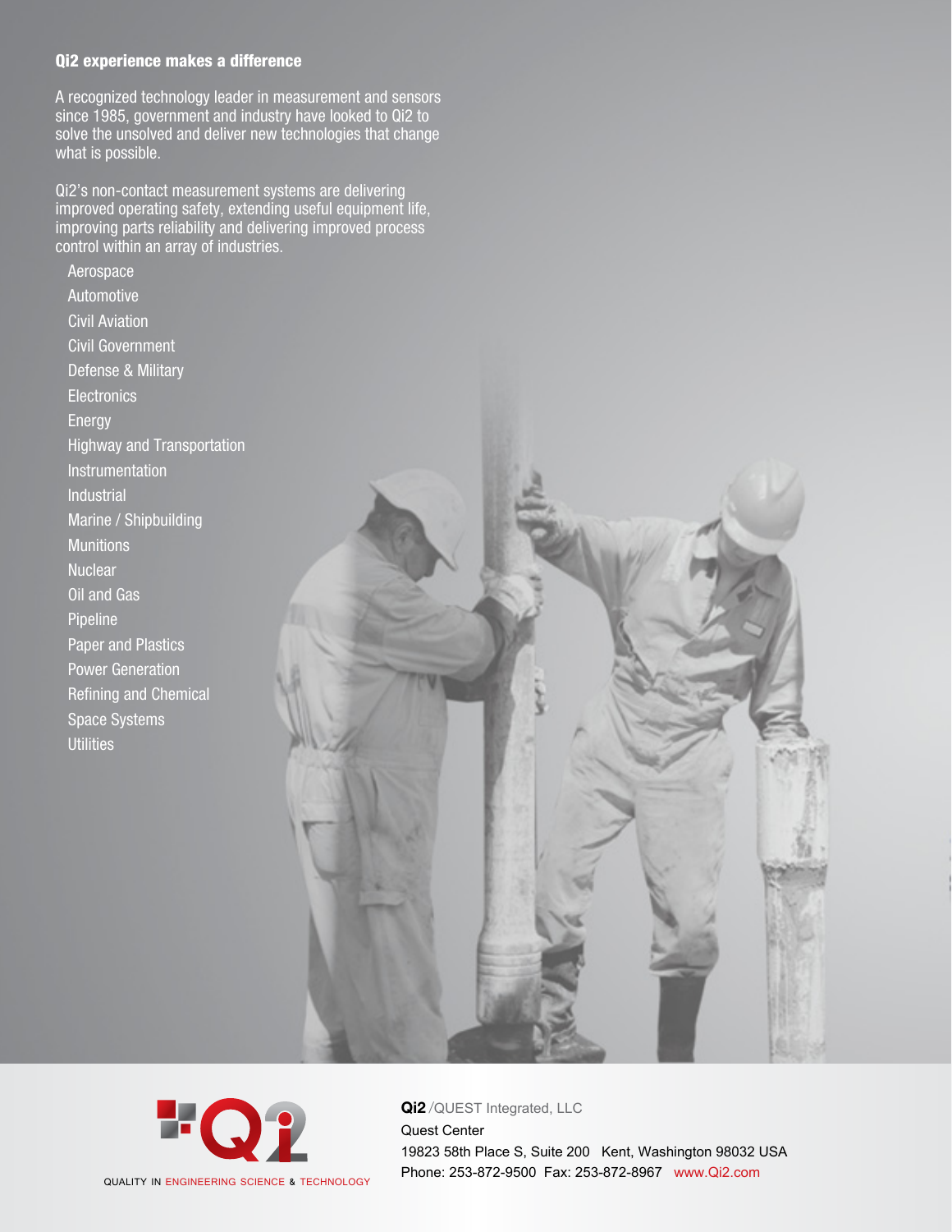## Qi2 experience makes a difference

A recognized technology leader in measurement and sensors since 1985, government and industry have looked to Qi2 to solve the unsolved and deliver new technologies that change what is possible.

Qi2's non-contact measurement systems are delivering improved operating safety, extending useful equipment life, improving parts reliability and delivering improved process control within an array of industries.

- Aerospace
- Automotive
- Civil Aviation
- Civil Government
- Defense & Military
- Electronics
- Energy
- Highway and Transportation
- Instrumentation
- Industrial
- Marine / Shipbuilding
- Munitions
- Nuclear
- Oil and Gas
- Pipeline
- Paper and Plastics
- Power Generation
- Refining and Chemical
- Space Systems
- Utilities

QUALITY IN ENGINEERING SCIENCE & TECHNOLOGY

**Qi2** /QUEST Integrated, LLC
Quest Center
19823 58th Place S, Suite 200 Kent, Washington 98032 USA
Phone: 253-872-9500 Fax: 253-872-8967 www.Qi2.com